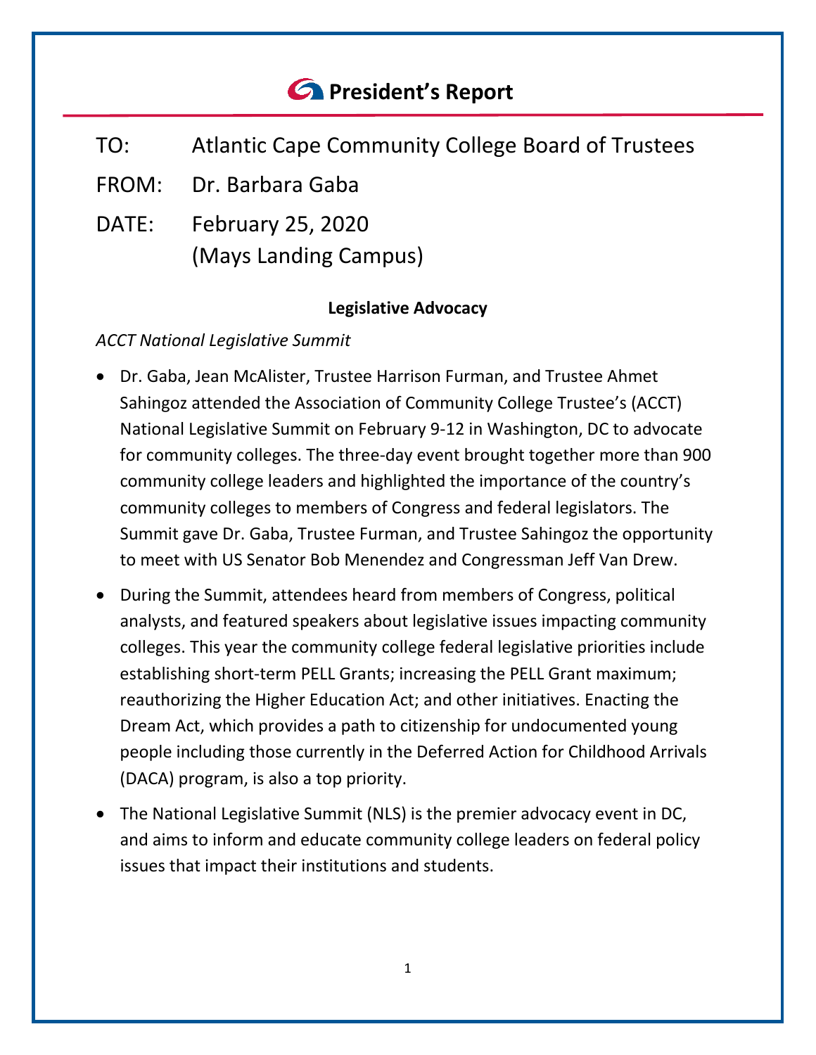# President's Report

TO: Atlantic Cape Community College Board of Trustees

FROM: Dr. Barbara Gaba

DATE: February 25, 2020
(Mays Landing Campus)

## Legislative Advocacy

*ACCT National Legislative Summit*

- Dr. Gaba, Jean McAlister, Trustee Harrison Furman, and Trustee Ahmet Sahingoz attended the Association of Community College Trustee's (ACCT) National Legislative Summit on February 9-12 in Washington, DC to advocate for community colleges. The three-day event brought together more than 900 community college leaders and highlighted the importance of the country's community colleges to members of Congress and federal legislators. The Summit gave Dr. Gaba, Trustee Furman, and Trustee Sahingoz the opportunity to meet with US Senator Bob Menendez and Congressman Jeff Van Drew.
- During the Summit, attendees heard from members of Congress, political analysts, and featured speakers about legislative issues impacting community colleges. This year the community college federal legislative priorities include establishing short-term PELL Grants; increasing the PELL Grant maximum; reauthorizing the Higher Education Act; and other initiatives. Enacting the Dream Act, which provides a path to citizenship for undocumented young people including those currently in the Deferred Action for Childhood Arrivals (DACA) program, is also a top priority.
- The National Legislative Summit (NLS) is the premier advocacy event in DC, and aims to inform and educate community college leaders on federal policy issues that impact their institutions and students.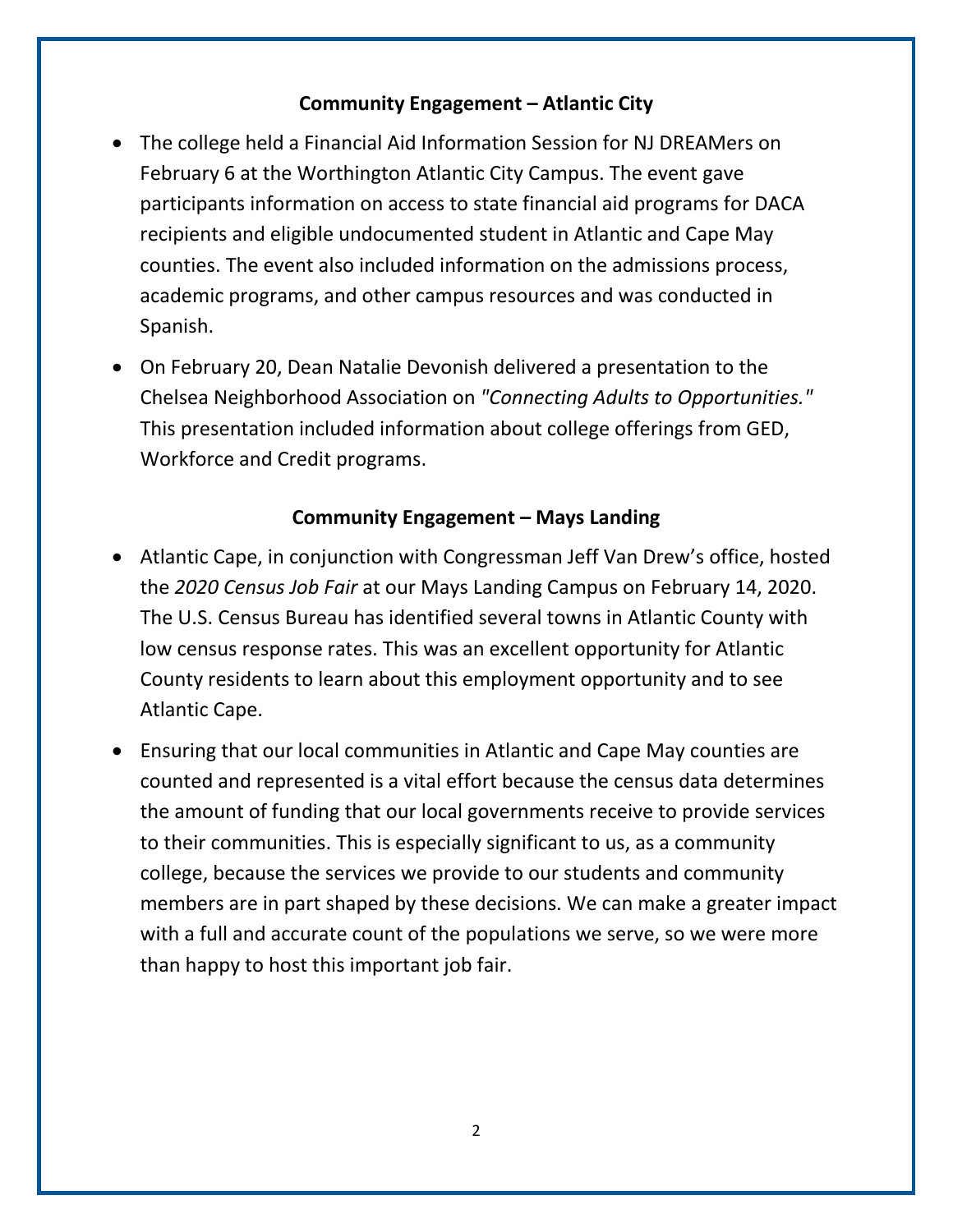## Community Engagement – Atlantic City

- The college held a Financial Aid Information Session for NJ DREAMers on February 6 at the Worthington Atlantic City Campus. The event gave participants information on access to state financial aid programs for DACA recipients and eligible undocumented student in Atlantic and Cape May counties. The event also included information on the admissions process, academic programs, and other campus resources and was conducted in Spanish.
- On February 20, Dean Natalie Devonish delivered a presentation to the Chelsea Neighborhood Association on *"Connecting Adults to Opportunities."* This presentation included information about college offerings from GED, Workforce and Credit programs.

## Community Engagement – Mays Landing

- Atlantic Cape, in conjunction with Congressman Jeff Van Drew's office, hosted the *2020 Census Job Fair* at our Mays Landing Campus on February 14, 2020. The U.S. Census Bureau has identified several towns in Atlantic County with low census response rates. This was an excellent opportunity for Atlantic County residents to learn about this employment opportunity and to see Atlantic Cape.
- Ensuring that our local communities in Atlantic and Cape May counties are counted and represented is a vital effort because the census data determines the amount of funding that our local governments receive to provide services to their communities. This is especially significant to us, as a community college, because the services we provide to our students and community members are in part shaped by these decisions. We can make a greater impact with a full and accurate count of the populations we serve, so we were more than happy to host this important job fair.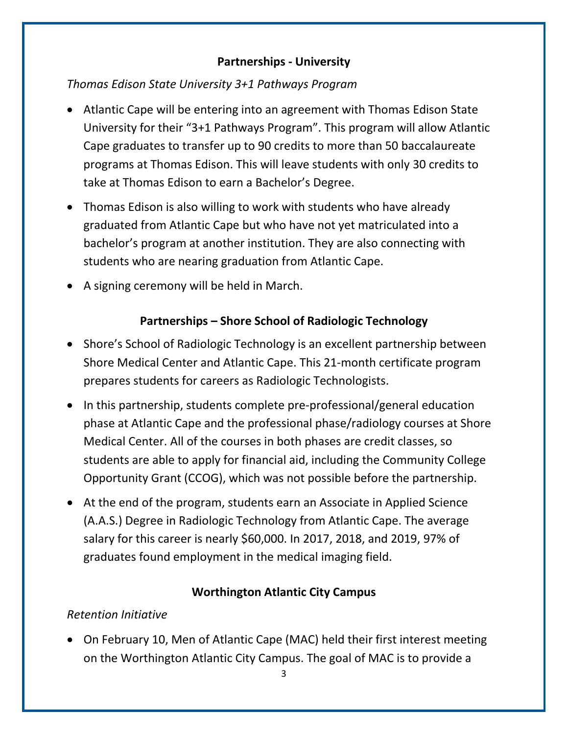## Partnerships - University

*Thomas Edison State University 3+1 Pathways Program*

- Atlantic Cape will be entering into an agreement with Thomas Edison State University for their "3+1 Pathways Program". This program will allow Atlantic Cape graduates to transfer up to 90 credits to more than 50 baccalaureate programs at Thomas Edison. This will leave students with only 30 credits to take at Thomas Edison to earn a Bachelor's Degree.
- Thomas Edison is also willing to work with students who have already graduated from Atlantic Cape but who have not yet matriculated into a bachelor's program at another institution. They are also connecting with students who are nearing graduation from Atlantic Cape.
- A signing ceremony will be held in March.

## Partnerships – Shore School of Radiologic Technology

- Shore's School of Radiologic Technology is an excellent partnership between Shore Medical Center and Atlantic Cape. This 21-month certificate program prepares students for careers as Radiologic Technologists.
- In this partnership, students complete pre-professional/general education phase at Atlantic Cape and the professional phase/radiology courses at Shore Medical Center. All of the courses in both phases are credit classes, so students are able to apply for financial aid, including the Community College Opportunity Grant (CCOG), which was not possible before the partnership.
- At the end of the program, students earn an Associate in Applied Science (A.A.S.) Degree in Radiologic Technology from Atlantic Cape. The average salary for this career is nearly $60,000. In 2017, 2018, and 2019, 97% of graduates found employment in the medical imaging field.

## Worthington Atlantic City Campus

*Retention Initiative*

- On February 10, Men of Atlantic Cape (MAC) held their first interest meeting on the Worthington Atlantic City Campus. The goal of MAC is to provide a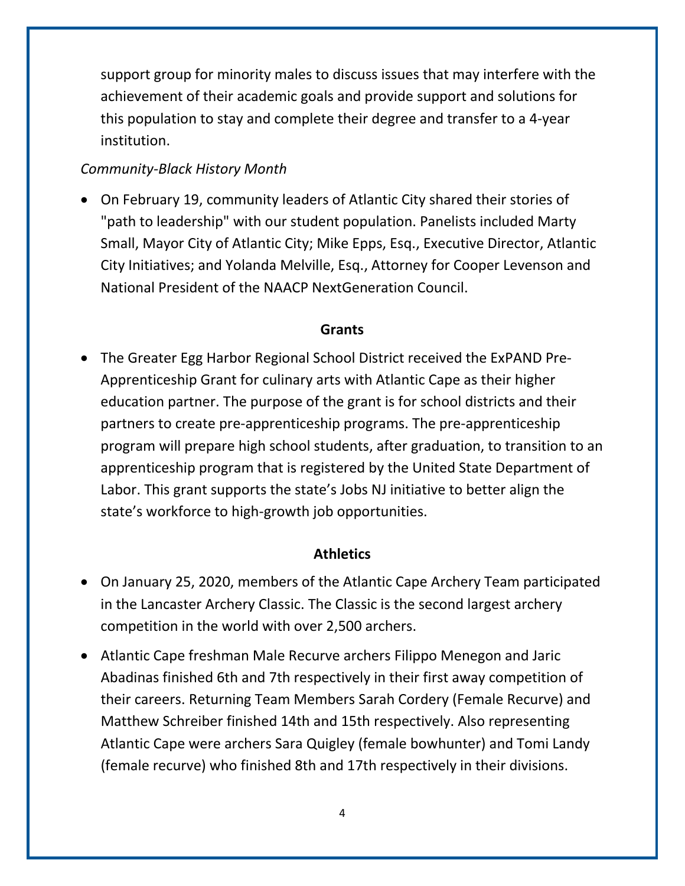support group for minority males to discuss issues that may interfere with the achievement of their academic goals and provide support and solutions for this population to stay and complete their degree and transfer to a 4-year institution.

*Community-Black History Month*

- On February 19, community leaders of Atlantic City shared their stories of "path to leadership" with our student population. Panelists included Marty Small, Mayor City of Atlantic City; Mike Epps, Esq., Executive Director, Atlantic City Initiatives; and Yolanda Melville, Esq., Attorney for Cooper Levenson and National President of the NAACP NextGeneration Council.

## Grants

- The Greater Egg Harbor Regional School District received the ExPAND Pre-Apprenticeship Grant for culinary arts with Atlantic Cape as their higher education partner. The purpose of the grant is for school districts and their partners to create pre-apprenticeship programs. The pre-apprenticeship program will prepare high school students, after graduation, to transition to an apprenticeship program that is registered by the United State Department of Labor. This grant supports the state's Jobs NJ initiative to better align the state's workforce to high-growth job opportunities.

## Athletics

- On January 25, 2020, members of the Atlantic Cape Archery Team participated in the Lancaster Archery Classic. The Classic is the second largest archery competition in the world with over 2,500 archers.
- Atlantic Cape freshman Male Recurve archers Filippo Menegon and Jaric Abadinas finished 6th and 7th respectively in their first away competition of their careers. Returning Team Members Sarah Cordery (Female Recurve) and Matthew Schreiber finished 14th and 15th respectively. Also representing Atlantic Cape were archers Sara Quigley (female bowhunter) and Tomi Landy (female recurve) who finished 8th and 17th respectively in their divisions.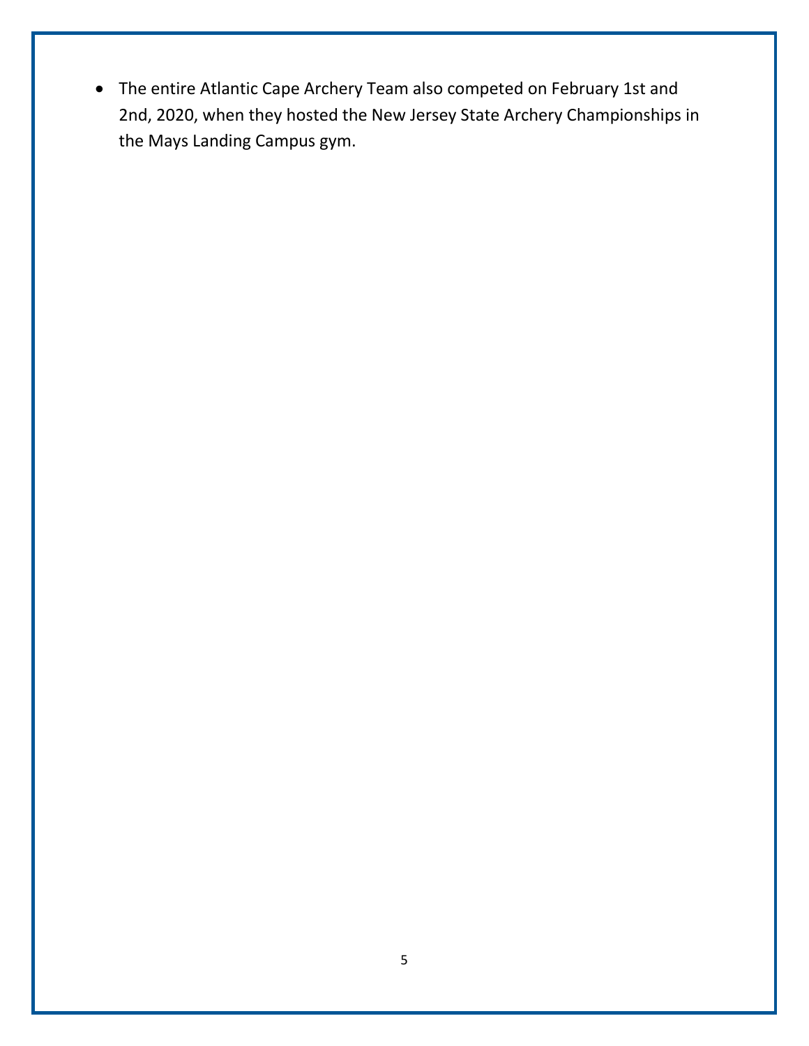- The entire Atlantic Cape Archery Team also competed on February 1st and 2nd, 2020, when they hosted the New Jersey State Archery Championships in the Mays Landing Campus gym.